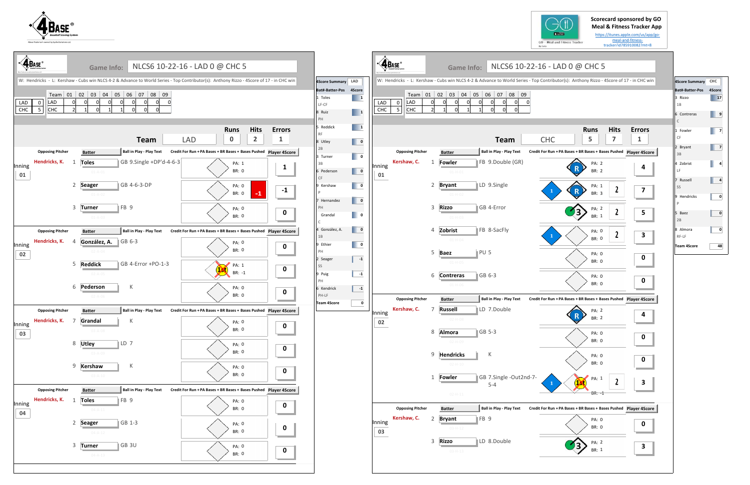4Base® Baseball Scoring System

Scorecard sponsored by GO Meal & Fitness Tracker App
https://itunes.apple.com/us/app/go-meal-and-fitness-tracker/id785910082?mt=8

## Game Info: NLCS6 10-22-16 - LAD 0 @ CHC 5

W: Hendricks - L: Kershaw - Cubs win NLCS 4-2 & Advance to World Series - Top Contributor(s): Anthony Rizzo - 4Score of 17 - in CHC win

| | | Team | 01 | 02 | 03 | 04 | 05 | 06 | 07 | 08 | 09 |
|---|---|---|---|---|---|---|---|---|---|---|---|
| LAD | 0 | LAD | 0 | 0 | 0 | 0 | 0 | 0 | 0 | 0 | 0 |
| CHC | 5 | CHC | 2 | 1 | 0 | 1 | 1 | 0 | 0 | 0 | |

### Team LAD — Runs 0, Hits 2, Errors 1

| Inning | Opposing Pitcher | # | Batter | Ball in Play - Play Text | PA | BR | Player 4Score |
|---|---|---|---|---|---|---|---|
| 01 | Hendricks, K. | 1 | Toles | GB 9.Single +DP'd-4-6-3 | 1 | 0 | 1 |
| | | 2 | Seager | GB 4-6-3-DP | 0 | 0 (-1) | -1 |
| | | 3 | Turner | FB 9 | 0 | 0 | 0 |
| 02 | Hendricks, K. | 4 | González, A. | GB 6-3 | 0 | 0 | 0 |
| | | 5 | Reddick | GB 4-Error +PO-1-3 | 1 | -1 | 0 |
| | | 6 | Pederson | K | 0 | 0 | 0 |
| 03 | Hendricks, K. | 7 | Grandal | K | 0 | 0 | 0 |
| | | 8 | Utley | LD 7 | 0 | 0 | 0 |
| | | 9 | Kershaw | K | 0 | 0 | 0 |
| 04 | Hendricks, K. | 1 | Toles | FB 9 | 0 | 0 | 0 |
| | | 2 | Seager | GB 1-3 | 0 | 0 | 0 |
| | | 3 | Turner | GB 3U | 0 | 0 | 0 |

### 4Score Summary LAD

| Bat#-Batter-Pos | 4Score |
|---|---|
| 1 Toles LF-CF | 1 |
| 8 Ruiz PH | 1 |
| 5 Reddick RF | 1 |
| 8 Utley 2B | 0 |
| 3 Turner 3B | 0 |
| 6 Pederson CF | 0 |
| 9 Kershaw P | 0 |
| 7 Hernandez PH | 0 |
| Grandal C | 0 |
| 4 González, A. 1B | 0 |
| 9 Ethier PH | 0 |
| 2 Seager SS | -1 |
| 9 Puig PH | -1 |
| 6 Kendrick PH-LF | -1 |
| Team 4Score | 0 |

## Game Info: NLCS6 10-22-16 - LAD 0 @ CHC 5

W: Hendricks - L: Kershaw - Cubs win NLCS 4-2 & Advance to World Series - Top Contributor(s): Anthony Rizzo - 4Score of 17 - in CHC win

| | | Team | 01 | 02 | 03 | 04 | 05 | 06 | 07 | 08 | 09 |
|---|---|---|---|---|---|---|---|---|---|---|---|
| LAD | 0 | LAD | 0 | 0 | 0 | 0 | 0 | 0 | 0 | 0 | 0 |
| CHC | 5 | CHC | 2 | 1 | 0 | 1 | 1 | 0 | 0 | 0 | |

### Team CHC — Runs 5, Hits 7, Errors 1

| Inning | Opposing Pitcher | # | Batter | Ball in Play - Play Text | Credit | PA | BR | Player 4Score |
|---|---|---|---|---|---|---|---|---|
| 01 | Kershaw, C. | 1 | Fowler | FB 9.Double (GR) | R | 2 | 2 | 4 |
| | | 2 | Bryant | LD 9.Single | 1, R, 2 | 1 | 3 | 7 |
| | | 3 | Rizzo | GB 4-Error | 3, 2 | 2 | 1 | 5 |
| | | 4 | Zobrist | FB 8-SacFly | 1, 2 | 0 | 0 | 3 |
| | | 5 | Baez | PU 5 | | 0 | 0 | 0 |
| | | 6 | Contreras | GB 6-3 | | 0 | 0 | 0 |
| 02 | Kershaw, C. | 7 | Russell | LD 7.Double | R | 2 | 2 | 4 |
| | | 8 | Almora | GB 5-3 | | 0 | 0 | 0 |
| | | 9 | Hendricks | K | | 0 | 0 | 0 |
| | | 1 | Fowler | GB 7.Single -Out2nd-7-5-4 | 1, 2 | 1 | -1 | 3 |
| 03 | Kershaw, C. | 2 | Bryant | FB 9 | | 0 | 0 | 0 |
| | | 3 | Rizzo | LD 8.Double | 3 | 2 | 1 | 3 |

### 4Score Summary CHC

| Bat#-Batter-Pos | 4Score |
|---|---|
| 3 Rizzo 1B | 17 |
| 6 Contreras C | 9 |
| 1 Fowler CF | 7 |
| 2 Bryant 3B | 7 |
| 4 Zobrist LF | 4 |
| 7 Russell SS | 4 |
| 9 Hendricks P | 0 |
| 5 Baez 2B | 0 |
| 8 Almora RF-LF | 0 |
| Team 4Score | 48 |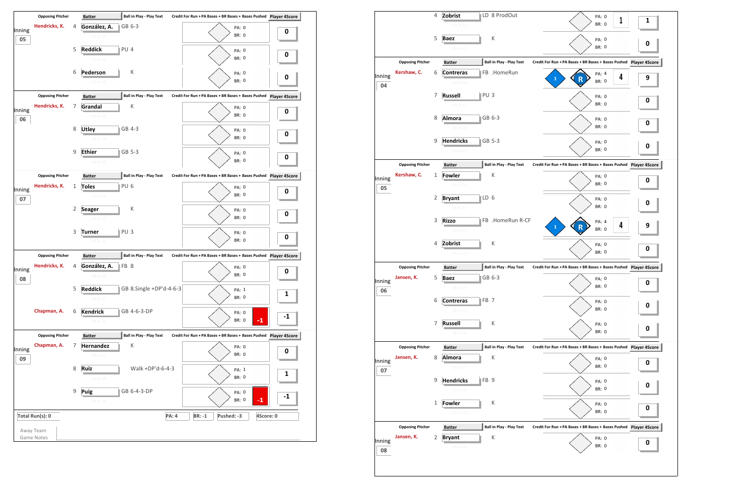## Away Team

| Inning | Opposing Pitcher | # | Batter | Ball in Play - Play Text | PA | BR | Bases Pushed | Player 4Score |
|---|---|---|---|---|---|---|---|---|
| 05 | Hendricks, K. | 4 | González, A. | GB 6-3 | 0 | 0 | | 0 |
| | | 5 | Reddick | PU 4 | 0 | 0 | | 0 |
| | | 6 | Pederson | K | 0 | 0 | | 0 |
| 06 | Hendricks, K. | 7 | Grandal | K | 0 | 0 | | 0 |
| | | 8 | Utley | GB 4-3 | 0 | 0 | | 0 |
| | | 9 | Ethier | GB 5-3 | 0 | 0 | | 0 |
| 07 | Hendricks, K. | 1 | Toles | PU 6 | 0 | 0 | | 0 |
| | | 2 | Seager | K | 0 | 0 | | 0 |
| | | 3 | Turner | PU 3 | 0 | 0 | | 0 |
| 08 | Hendricks, K. | 4 | González, A. | FB 8 | 0 | 0 | | 0 |
| | | 5 | Reddick | GB 8.Single +DP'd-4-6-3 | 1 | 0 | | 1 |
| | Chapman, A. | 6 | Kendrick | GB 4-6-3-DP | 0 | 0 | -1 | -1 |
| 09 | Chapman, A. | 7 | Hernandez | K | 0 | 0 | | 0 |
| | | 8 | Ruiz | Walk +DP'd-6-4-3 | 1 | 0 | | 1 |
| | | 9 | Puig | GB 6-4-3-DP | 0 | 0 | -1 | -1 |

Total Run(s): 0 | PA: 4 | BR: -1 | Pushed: -3 | 4Score: 0

Away Team Game Notes

## Home Team

| Inning | Opposing Pitcher | # | Batter | Ball in Play - Play Text | Credit For Run | PA | BR | Bases Pushed | Player 4Score |
|---|---|---|---|---|---|---|---|---|---|
| | | 4 | Zobrist | LD 8 ProdOut | | 0 | 0 | 1 | 1 |
| | | 5 | Baez | K | | 0 | 0 | | 0 |
| 04 | Kershaw, C. | 6 | Contreras | FB .HomeRun | 1 | 4 | 0 | 4 | 9 |
| | | 7 | Russell | PU 3 | | 0 | 0 | | 0 |
| | | 8 | Almora | GB 6-3 | | 0 | 0 | | 0 |
| | | 9 | Hendricks | GB 5-3 | | 0 | 0 | | 0 |
| 05 | Kershaw, C. | 1 | Fowler | K | | 0 | 0 | | 0 |
| | | 2 | Bryant | LD 6 | | 0 | 0 | | 0 |
| | | 3 | Rizzo | FB .HomeRun R-CF | 1 | 4 | 0 | 4 | 9 |
| | | 4 | Zobrist | K | | 0 | 0 | | 0 |
| 06 | Jansen, K. | 5 | Baez | GB 6-3 | | 0 | 0 | | 0 |
| | | 6 | Contreras | FB 7 | | 0 | 0 | | 0 |
| | | 7 | Russell | K | | 0 | 0 | | 0 |
| 07 | Jansen, K. | 8 | Almora | K | | 0 | 0 | | 0 |
| | | 9 | Hendricks | FB 9 | | 0 | 0 | | 0 |
| | | 1 | Fowler | K | | 0 | 0 | | 0 |
| 08 | Jansen, K. | 2 | Bryant | K | | 0 | 0 | | 0 |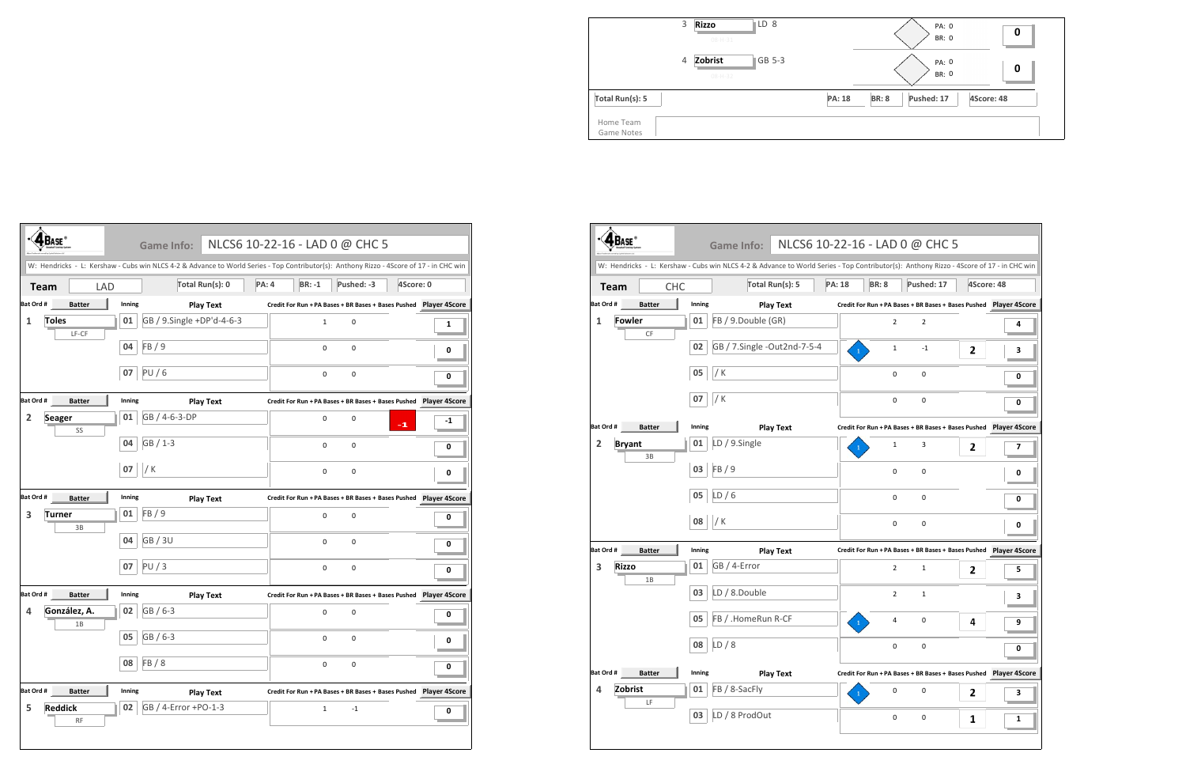| Bat Ord # | Batter | Inning | Play Text | Credit For Run | PA Bases | BR Bases | Bases Pushed | Player 4Score |
|---|---|---|---|---|---|---|---|---|
| 3 | Rizzo | | LD 8 | | PA: 0 | BR: 0 | | 0 |
| 4 | Zobrist | | GB 5-3 | | PA: 0 | BR: 0 | | 0 |

Total Run(s): 5 | PA: 18 | BR: 8 | Pushed: 17 | 4Score: 48

Home Team Game Notes

---

**Game Info:** NLCS6 10-22-16 - LAD 0 @ CHC 5

W: Hendricks - L: Kershaw - Cubs win NLCS 4-2 & Advance to World Series - Top Contributor(s): Anthony Rizzo - 4Score of 17 - in CHC win

**Team:** LAD | Total Run(s): 0 | PA: 4 | BR: -1 | Pushed: -3 | 4Score: 0

| Bat Ord # | Batter | Inning | Play Text | Credit For Run | PA Bases | BR Bases | Bases Pushed | Player 4Score |
|---|---|---|---|---|---|---|---|---|
| 1 | Toles (LF-CF) | 01 | GB / 9.Single +DP'd-4-6-3 | | 1 | 0 | | 1 |
| | | 04 | FB / 9 | | 0 | 0 | | 0 |
| | | 07 | PU / 6 | | 0 | 0 | | 0 |
| 2 | Seager (SS) | 01 | GB / 4-6-3-DP | | 0 | 0 | -1 | -1 |
| | | 04 | GB / 1-3 | | 0 | 0 | | 0 |
| | | 07 | / K | | 0 | 0 | | 0 |
| 3 | Turner (3B) | 01 | FB / 9 | | 0 | 0 | | 0 |
| | | 04 | GB / 3U | | 0 | 0 | | 0 |
| | | 07 | PU / 3 | | 0 | 0 | | 0 |
| 4 | González, A. (1B) | 02 | GB / 6-3 | | 0 | 0 | | 0 |
| | | 05 | GB / 6-3 | | 0 | 0 | | 0 |
| | | 08 | FB / 8 | | 0 | 0 | | 0 |
| 5 | Reddick (RF) | 02 | GB / 4-Error +PO-1-3 | | 1 | -1 | | 0 |

---

**Game Info:** NLCS6 10-22-16 - LAD 0 @ CHC 5

W: Hendricks - L: Kershaw - Cubs win NLCS 4-2 & Advance to World Series - Top Contributor(s): Anthony Rizzo - 4Score of 17 - in CHC win

**Team:** CHC | Total Run(s): 5 | PA: 18 | BR: 8 | Pushed: 17 | 4Score: 48

| Bat Ord # | Batter | Inning | Play Text | Credit For Run | PA Bases | BR Bases | Bases Pushed | Player 4Score |
|---|---|---|---|---|---|---|---|---|
| 1 | Fowler (CF) | 01 | FB / 9.Double (GR) | | 2 | 2 | | 4 |
| | | 02 | GB / 7.Single -Out2nd-7-5-4 | 1 | 1 | -1 | 2 | 3 |
| | | 05 | / K | | 0 | 0 | | 0 |
| | | 07 | / K | | 0 | 0 | | 0 |
| 2 | Bryant (3B) | 01 | LD / 9.Single | 1 | 1 | 3 | 2 | 7 |
| | | 03 | FB / 9 | | 0 | 0 | | 0 |
| | | 05 | LD / 6 | | 0 | 0 | | 0 |
| | | 08 | / K | | 0 | 0 | | 0 |
| 3 | Rizzo (1B) | 01 | GB / 4-Error | | 2 | 1 | 2 | 5 |
| | | 03 | LD / 8.Double | | 2 | 1 | | 3 |
| | | 05 | FB / .HomeRun R-CF | 1 | 4 | 0 | 4 | 9 |
| | | 08 | LD / 8 | | 0 | 0 | | 0 |
| 4 | Zobrist (LF) | 01 | FB / 8-SacFly | 1 | 0 | 0 | 2 | 3 |
| | | 03 | LD / 8 ProdOut | | 0 | 0 | 1 | 1 |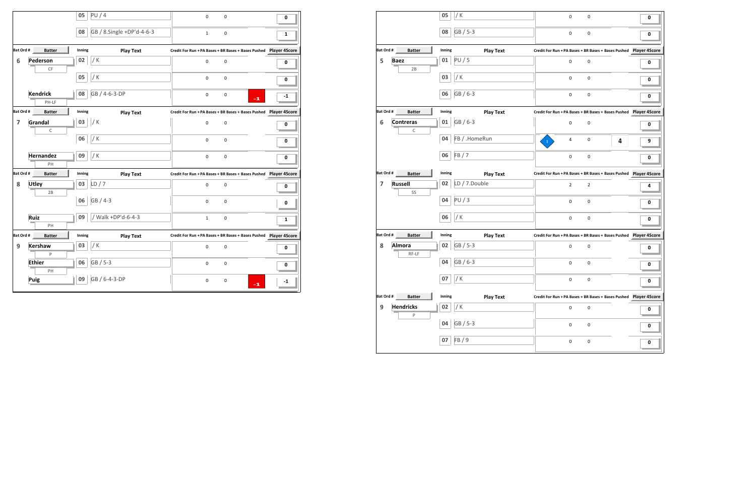| Bat Ord # | Batter | Inning | Play Text | Credit For Run + PA Bases + BR Bases + Bases Pushed | | | | Player 4Score |
|---|---|---|---|---|---|---|---|---|
| | | 05 | PU / 4 | | 0 | 0 | | 0 |
| | | 08 | GB / 8.Single +DP'd-4-6-3 | | 1 | 0 | | 1 |

| Bat Ord # | Batter | Inning | Play Text | Credit For Run + PA Bases + BR Bases + Bases Pushed | | | | Player 4Score |
|---|---|---|---|---|---|---|---|---|
| 6 | Pederson (CF) | 02 | / K | | 0 | 0 | | 0 |
| | | 05 | / K | | 0 | 0 | | 0 |
| | Kendrick (PH-LF) | 08 | GB / 4-6-3-DP | | 0 | 0 | -1 | -1 |

| Bat Ord # | Batter | Inning | Play Text | Credit For Run + PA Bases + BR Bases + Bases Pushed | | | | Player 4Score |
|---|---|---|---|---|---|---|---|---|
| 7 | Grandal (C) | 03 | / K | | 0 | 0 | | 0 |
| | | 06 | / K | | 0 | 0 | | 0 |
| | Hernandez (PH) | 09 | / K | | 0 | 0 | | 0 |

| Bat Ord # | Batter | Inning | Play Text | Credit For Run + PA Bases + BR Bases + Bases Pushed | | | | Player 4Score |
|---|---|---|---|---|---|---|---|---|
| 8 | Utley (2B) | 03 | LD / 7 | | 0 | 0 | | 0 |
| | | 06 | GB / 4-3 | | 0 | 0 | | 0 |
| | Ruiz (PH) | 09 | / Walk +DP'd-6-4-3 | | 1 | 0 | | 1 |

| Bat Ord # | Batter | Inning | Play Text | Credit For Run + PA Bases + BR Bases + Bases Pushed | | | | Player 4Score |
|---|---|---|---|---|---|---|---|---|
| 9 | Kershaw (P) | 03 | / K | | 0 | 0 | | 0 |
| | Ethier (PH) | 06 | GB / 5-3 | | 0 | 0 | | 0 |
| | Puig | 09 | GB / 6-4-3-DP | | 0 | 0 | -1 | -1 |

| Bat Ord # | Batter | Inning | Play Text | Credit For Run + PA Bases + BR Bases + Bases Pushed | | | | Player 4Score |
|---|---|---|---|---|---|---|---|---|
| | | 05 | / K | | 0 | 0 | | 0 |
| | | 08 | GB / 5-3 | | 0 | 0 | | 0 |

| Bat Ord # | Batter | Inning | Play Text | Credit For Run + PA Bases + BR Bases + Bases Pushed | | | | Player 4Score |
|---|---|---|---|---|---|---|---|---|
| 5 | Baez (2B) | 01 | PU / 5 | | 0 | 0 | | 0 |
| | | 03 | / K | | 0 | 0 | | 0 |
| | | 06 | GB / 6-3 | | 0 | 0 | | 0 |

| Bat Ord # | Batter | Inning | Play Text | Credit For Run + PA Bases + BR Bases + Bases Pushed | | | | Player 4Score |
|---|---|---|---|---|---|---|---|---|
| 6 | Contreras (C) | 01 | GB / 6-3 | | 0 | 0 | | 0 |
| | | 04 | FB / .HomeRun | 1 | 4 | 0 | 4 | 9 |
| | | 06 | FB / 7 | | 0 | 0 | | 0 |

| Bat Ord # | Batter | Inning | Play Text | Credit For Run + PA Bases + BR Bases + Bases Pushed | | | | Player 4Score |
|---|---|---|---|---|---|---|---|---|
| 7 | Russell (SS) | 02 | LD / 7.Double | | 2 | 2 | | 4 |
| | | 04 | PU / 3 | | 0 | 0 | | 0 |
| | | 06 | / K | | 0 | 0 | | 0 |

| Bat Ord # | Batter | Inning | Play Text | Credit For Run + PA Bases + BR Bases + Bases Pushed | | | | Player 4Score |
|---|---|---|---|---|---|---|---|---|
| 8 | Almora (RF-LF) | 02 | GB / 5-3 | | 0 | 0 | | 0 |
| | | 04 | GB / 6-3 | | 0 | 0 | | 0 |
| | | 07 | / K | | 0 | 0 | | 0 |

| Bat Ord # | Batter | Inning | Play Text | Credit For Run + PA Bases + BR Bases + Bases Pushed | | | | Player 4Score |
|---|---|---|---|---|---|---|---|---|
| 9 | Hendricks (P) | 02 | / K | | 0 | 0 | | 0 |
| | | 04 | GB / 5-3 | | 0 | 0 | | 0 |
| | | 07 | FB / 9 | | 0 | 0 | | 0 |